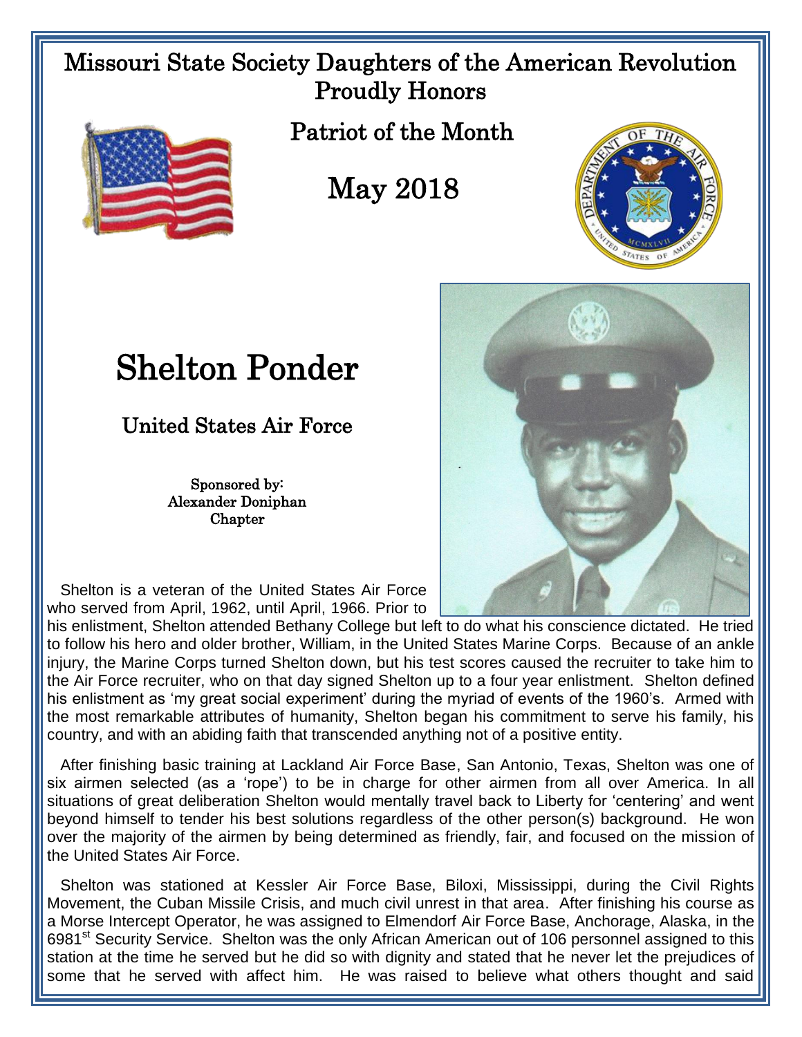# Missouri State Society Daughters of the American Revolution Proudly Honors

## Patriot of the Month

## May 2018

# Shelton Ponder

## United States Air Force

Sponsored by:
Alexander Doniphan
Chapter

Shelton is a veteran of the United States Air Force who served from April, 1962, until April, 1966. Prior to his enlistment, Shelton attended Bethany College but left to do what his conscience dictated. He tried to follow his hero and older brother, William, in the United States Marine Corps. Because of an ankle injury, the Marine Corps turned Shelton down, but his test scores caused the recruiter to take him to the Air Force recruiter, who on that day signed Shelton up to a four year enlistment. Shelton defined his enlistment as 'my great social experiment' during the myriad of events of the 1960's. Armed with the most remarkable attributes of humanity, Shelton began his commitment to serve his family, his country, and with an abiding faith that transcended anything not of a positive entity.

After finishing basic training at Lackland Air Force Base, San Antonio, Texas, Shelton was one of six airmen selected (as a 'rope') to be in charge for other airmen from all over America. In all situations of great deliberation Shelton would mentally travel back to Liberty for 'centering' and went beyond himself to tender his best solutions regardless of the other person(s) background. He won over the majority of the airmen by being determined as friendly, fair, and focused on the mission of the United States Air Force.

Shelton was stationed at Kessler Air Force Base, Biloxi, Mississippi, during the Civil Rights Movement, the Cuban Missile Crisis, and much civil unrest in that area. After finishing his course as a Morse Intercept Operator, he was assigned to Elmendorf Air Force Base, Anchorage, Alaska, in the 6981st Security Service. Shelton was the only African American out of 106 personnel assigned to this station at the time he served but he did so with dignity and stated that he never let the prejudices of some that he served with affect him. He was raised to believe what others thought and said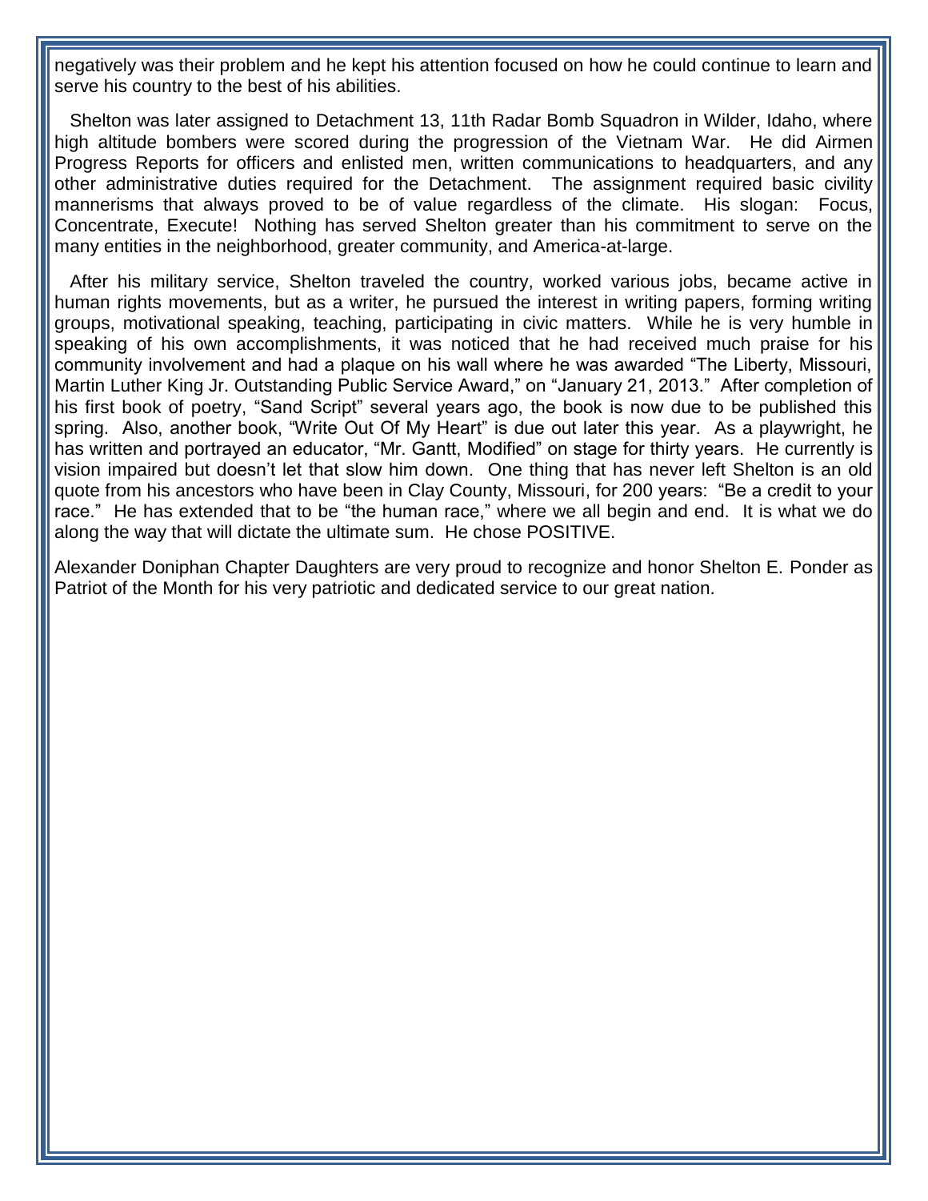negatively was their problem and he kept his attention focused on how he could continue to learn and serve his country to the best of his abilities.

Shelton was later assigned to Detachment 13, 11th Radar Bomb Squadron in Wilder, Idaho, where high altitude bombers were scored during the progression of the Vietnam War. He did Airmen Progress Reports for officers and enlisted men, written communications to headquarters, and any other administrative duties required for the Detachment. The assignment required basic civility mannerisms that always proved to be of value regardless of the climate. His slogan: Focus, Concentrate, Execute! Nothing has served Shelton greater than his commitment to serve on the many entities in the neighborhood, greater community, and America-at-large.

After his military service, Shelton traveled the country, worked various jobs, became active in human rights movements, but as a writer, he pursued the interest in writing papers, forming writing groups, motivational speaking, teaching, participating in civic matters. While he is very humble in speaking of his own accomplishments, it was noticed that he had received much praise for his community involvement and had a plaque on his wall where he was awarded "The Liberty, Missouri, Martin Luther King Jr. Outstanding Public Service Award," on "January 21, 2013." After completion of his first book of poetry, "Sand Script" several years ago, the book is now due to be published this spring. Also, another book, "Write Out Of My Heart" is due out later this year. As a playwright, he has written and portrayed an educator, "Mr. Gantt, Modified" on stage for thirty years. He currently is vision impaired but doesn't let that slow him down. One thing that has never left Shelton is an old quote from his ancestors who have been in Clay County, Missouri, for 200 years: "Be a credit to your race." He has extended that to be "the human race," where we all begin and end. It is what we do along the way that will dictate the ultimate sum. He chose POSITIVE.

Alexander Doniphan Chapter Daughters are very proud to recognize and honor Shelton E. Ponder as Patriot of the Month for his very patriotic and dedicated service to our great nation.